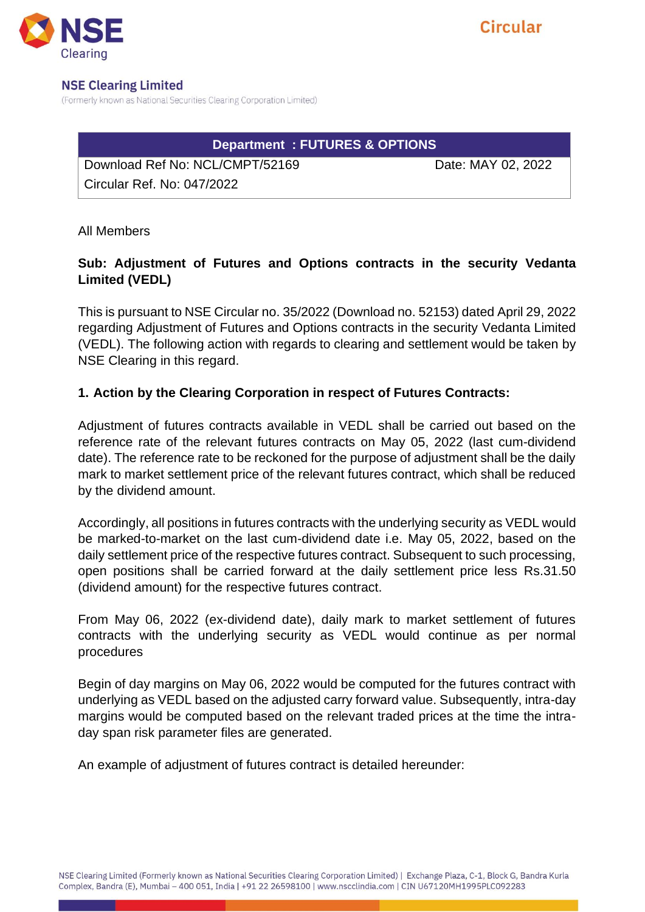NSE Clearing

Circular

**NSE Clearing Limited**

(Formerly known as National Securities Clearing Corporation Limited)

| Department : FUTURES & OPTIONS | |
|---|---|
| Download Ref No: NCL/CMPT/52169 | Date: MAY 02, 2022 |
| Circular Ref. No: 047/2022 | |

All Members

**Sub: Adjustment of Futures and Options contracts in the security Vedanta Limited (VEDL)**

This is pursuant to NSE Circular no. 35/2022 (Download no. 52153) dated April 29, 2022 regarding Adjustment of Futures and Options contracts in the security Vedanta Limited (VEDL). The following action with regards to clearing and settlement would be taken by NSE Clearing in this regard.

**1. Action by the Clearing Corporation in respect of Futures Contracts:**

Adjustment of futures contracts available in VEDL shall be carried out based on the reference rate of the relevant futures contracts on May 05, 2022 (last cum-dividend date). The reference rate to be reckoned for the purpose of adjustment shall be the daily mark to market settlement price of the relevant futures contract, which shall be reduced by the dividend amount.

Accordingly, all positions in futures contracts with the underlying security as VEDL would be marked-to-market on the last cum-dividend date i.e. May 05, 2022, based on the daily settlement price of the respective futures contract. Subsequent to such processing, open positions shall be carried forward at the daily settlement price less Rs.31.50 (dividend amount) for the respective futures contract.

From May 06, 2022 (ex-dividend date), daily mark to market settlement of futures contracts with the underlying security as VEDL would continue as per normal procedures

Begin of day margins on May 06, 2022 would be computed for the futures contract with underlying as VEDL based on the adjusted carry forward value. Subsequently, intra-day margins would be computed based on the relevant traded prices at the time the intra-day span risk parameter files are generated.

An example of adjustment of futures contract is detailed hereunder: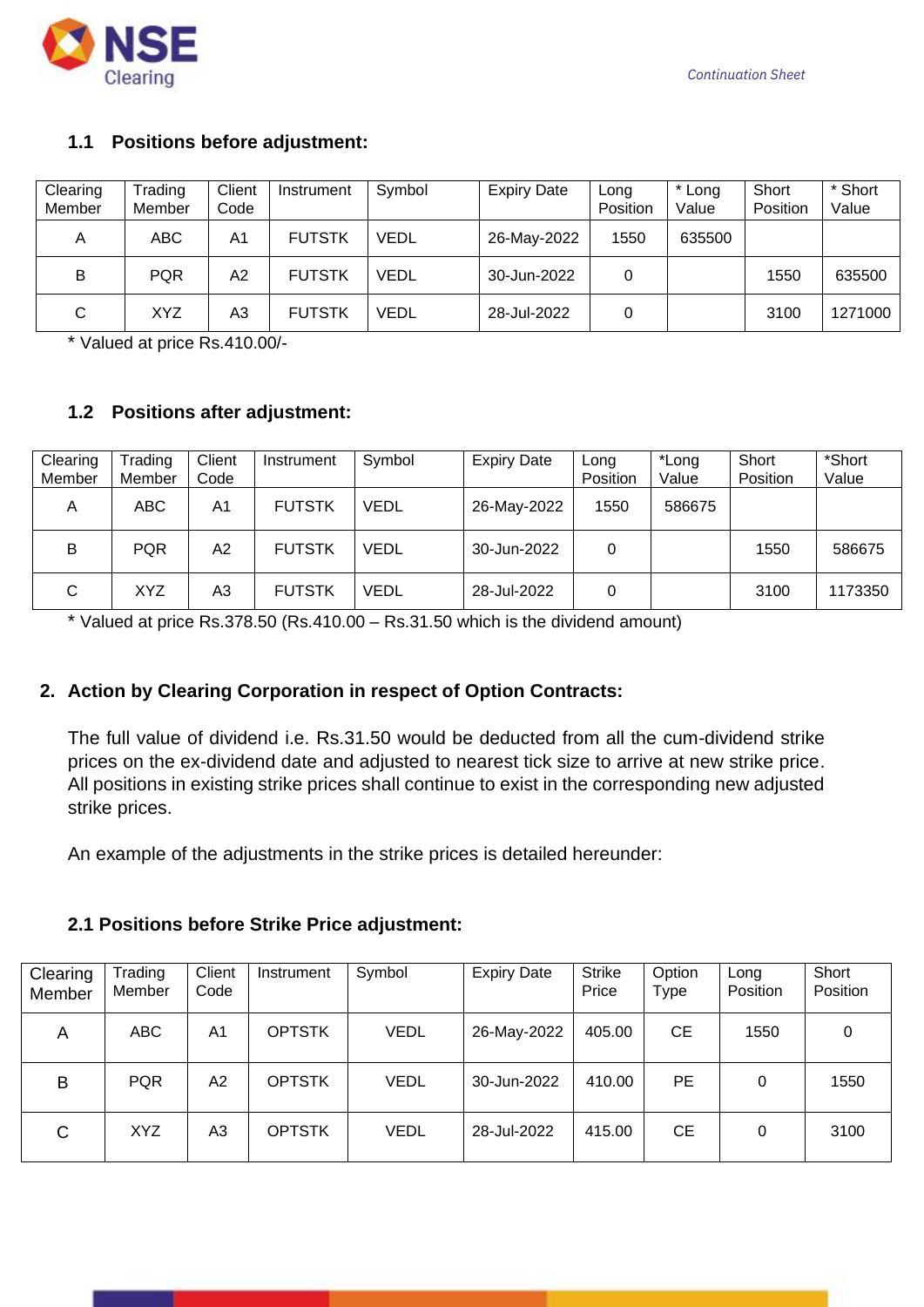### 1.1 Positions before adjustment:

| Clearing Member | Trading Member | Client Code | Instrument | Symbol | Expiry Date | Long Position | * Long Value | Short Position | * Short Value |
|---|---|---|---|---|---|---|---|---|---|
| A | ABC | A1 | FUTSTK | VEDL | 26-May-2022 | 1550 | 635500 | | |
| B | PQR | A2 | FUTSTK | VEDL | 30-Jun-2022 | 0 | | 1550 | 635500 |
| C | XYZ | A3 | FUTSTK | VEDL | 28-Jul-2022 | 0 | | 3100 | 1271000 |

* Valued at price Rs.410.00/-

### 1.2 Positions after adjustment:

| Clearing Member | Trading Member | Client Code | Instrument | Symbol | Expiry Date | Long Position | *Long Value | Short Position | *Short Value |
|---|---|---|---|---|---|---|---|---|---|
| A | ABC | A1 | FUTSTK | VEDL | 26-May-2022 | 1550 | 586675 | | |
| B | PQR | A2 | FUTSTK | VEDL | 30-Jun-2022 | 0 | | 1550 | 586675 |
| C | XYZ | A3 | FUTSTK | VEDL | 28-Jul-2022 | 0 | | 3100 | 1173350 |

* Valued at price Rs.378.50 (Rs.410.00 – Rs.31.50 which is the dividend amount)

## 2. Action by Clearing Corporation in respect of Option Contracts:

The full value of dividend i.e. Rs.31.50 would be deducted from all the cum-dividend strike prices on the ex-dividend date and adjusted to nearest tick size to arrive at new strike price. All positions in existing strike prices shall continue to exist in the corresponding new adjusted strike prices.

An example of the adjustments in the strike prices is detailed hereunder:

### 2.1 Positions before Strike Price adjustment:

| Clearing Member | Trading Member | Client Code | Instrument | Symbol | Expiry Date | Strike Price | Option Type | Long Position | Short Position |
|---|---|---|---|---|---|---|---|---|---|
| A | ABC | A1 | OPTSTK | VEDL | 26-May-2022 | 405.00 | CE | 1550 | 0 |
| B | PQR | A2 | OPTSTK | VEDL | 30-Jun-2022 | 410.00 | PE | 0 | 1550 |
| C | XYZ | A3 | OPTSTK | VEDL | 28-Jul-2022 | 415.00 | CE | 0 | 3100 |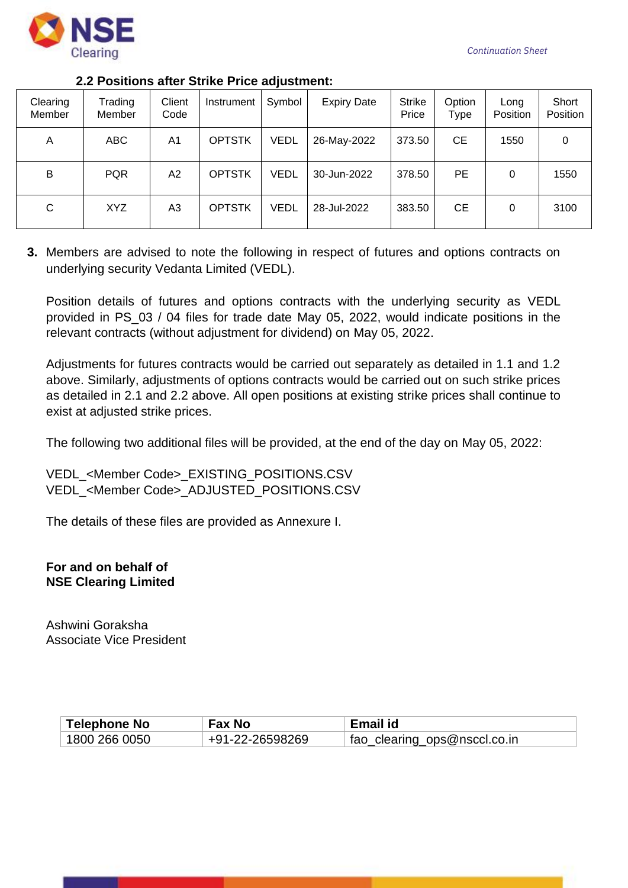### 2.2 Positions after Strike Price adjustment:

| Clearing Member | Trading Member | Client Code | Instrument | Symbol | Expiry Date | Strike Price | Option Type | Long Position | Short Position |
|---|---|---|---|---|---|---|---|---|---|
| A | ABC | A1 | OPTSTK | VEDL | 26-May-2022 | 373.50 | CE | 1550 | 0 |
| B | PQR | A2 | OPTSTK | VEDL | 30-Jun-2022 | 378.50 | PE | 0 | 1550 |
| C | XYZ | A3 | OPTSTK | VEDL | 28-Jul-2022 | 383.50 | CE | 0 | 3100 |

**3.** Members are advised to note the following in respect of futures and options contracts on underlying security Vedanta Limited (VEDL).

Position details of futures and options contracts with the underlying security as VEDL provided in PS_03 / 04 files for trade date May 05, 2022, would indicate positions in the relevant contracts (without adjustment for dividend) on May 05, 2022.

Adjustments for futures contracts would be carried out separately as detailed in 1.1 and 1.2 above. Similarly, adjustments of options contracts would be carried out on such strike prices as detailed in 2.1 and 2.2 above. All open positions at existing strike prices shall continue to exist at adjusted strike prices.

The following two additional files will be provided, at the end of the day on May 05, 2022:

VEDL_<Member Code>_EXISTING_POSITIONS.CSV
VEDL_<Member Code>_ADJUSTED_POSITIONS.CSV

The details of these files are provided as Annexure I.

**For and on behalf of**
**NSE Clearing Limited**

Ashwini Goraksha
Associate Vice President

| Telephone No | Fax No | Email id |
|---|---|---|
| 1800 266 0050 | +91-22-26598269 | fao_clearing_ops@nsccl.co.in |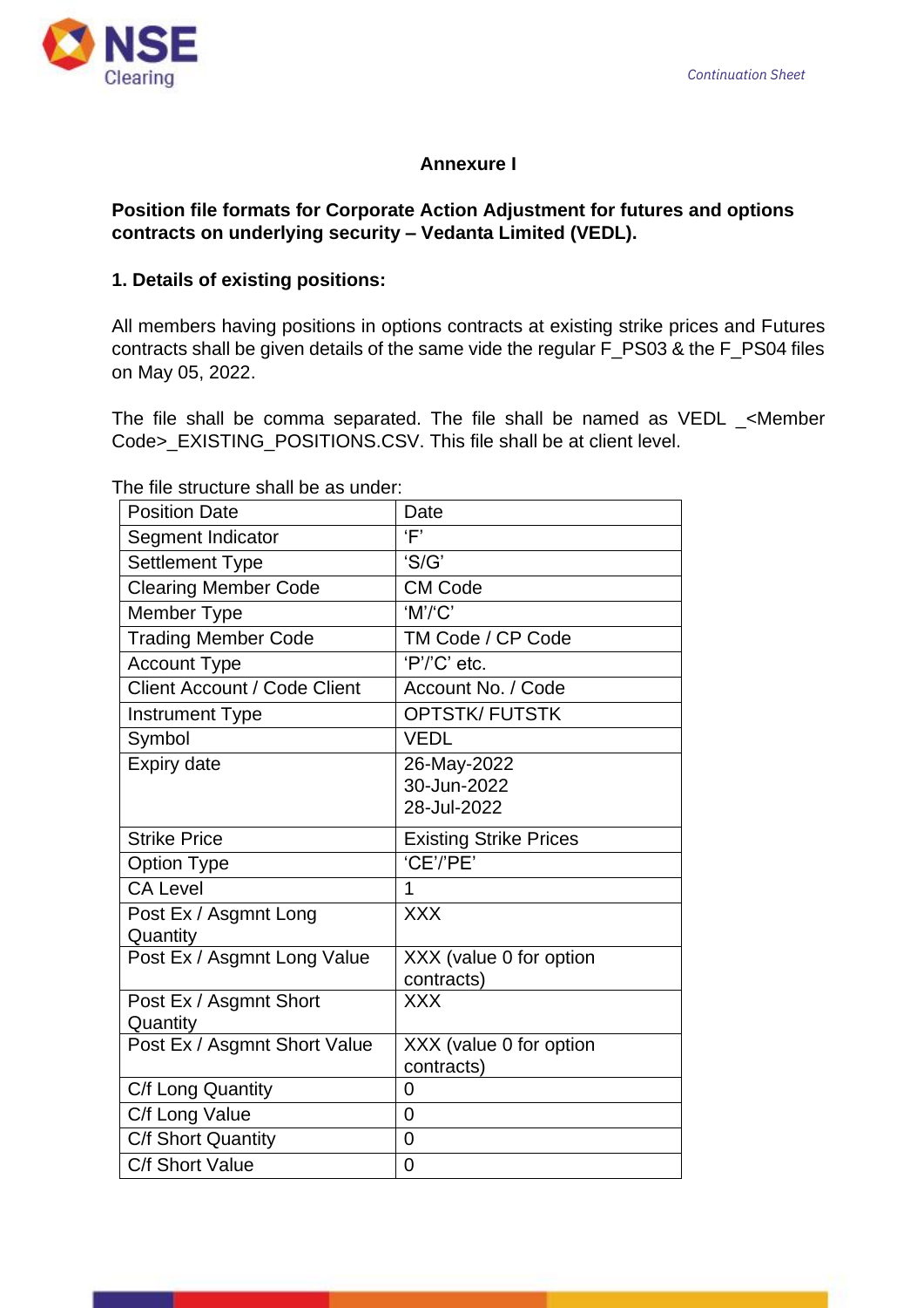## Annexure I

**Position file formats for Corporate Action Adjustment for futures and options contracts on underlying security – Vedanta Limited (VEDL).**

**1. Details of existing positions:**

All members having positions in options contracts at existing strike prices and Futures contracts shall be given details of the same vide the regular F_PS03 & the F_PS04 files on May 05, 2022.

The file shall be comma separated. The file shall be named as VEDL _<Member Code>_EXISTING_POSITIONS.CSV. This file shall be at client level.

The file structure shall be as under:

| | |
|---|---|
| Position Date | Date |
| Segment Indicator | 'F' |
| Settlement Type | 'S/G' |
| Clearing Member Code | CM Code |
| Member Type | 'M'/'C' |
| Trading Member Code | TM Code / CP Code |
| Account Type | 'P'/'C' etc. |
| Client Account / Code Client | Account No. / Code |
| Instrument Type | OPTSTK/ FUTSTK |
| Symbol | VEDL |
| Expiry date | 26-May-2022<br>30-Jun-2022<br>28-Jul-2022 |
| Strike Price | Existing Strike Prices |
| Option Type | 'CE'/'PE' |
| CA Level | 1 |
| Post Ex / Asgmnt Long Quantity | XXX |
| Post Ex / Asgmnt Long Value | XXX (value 0 for option contracts) |
| Post Ex / Asgmnt Short Quantity | XXX |
| Post Ex / Asgmnt Short Value | XXX (value 0 for option contracts) |
| C/f Long Quantity | 0 |
| C/f Long Value | 0 |
| C/f Short Quantity | 0 |
| C/f Short Value | 0 |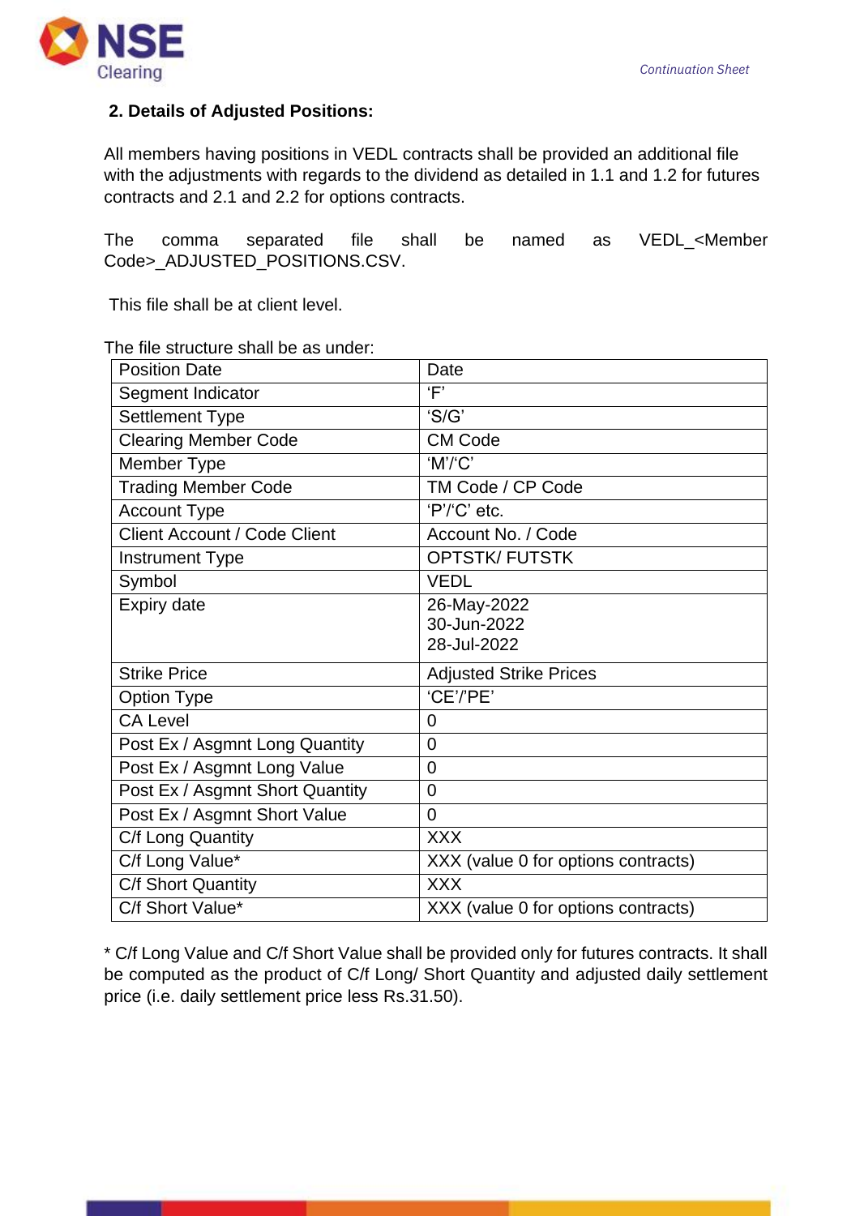## 2. Details of Adjusted Positions:

All members having positions in VEDL contracts shall be provided an additional file with the adjustments with regards to the dividend as detailed in 1.1 and 1.2 for futures contracts and 2.1 and 2.2 for options contracts.

The comma separated file shall be named as VEDL_<Member Code>_ADJUSTED_POSITIONS.CSV.

This file shall be at client level.

The file structure shall be as under:

| | |
|---|---|
| Position Date | Date |
| Segment Indicator | 'F' |
| Settlement Type | 'S/G' |
| Clearing Member Code | CM Code |
| Member Type | 'M'/'C' |
| Trading Member Code | TM Code / CP Code |
| Account Type | 'P'/'C' etc. |
| Client Account / Code Client | Account No. / Code |
| Instrument Type | OPTSTK/ FUTSTK |
| Symbol | VEDL |
| Expiry date | 26-May-2022<br>30-Jun-2022<br>28-Jul-2022 |
| Strike Price | Adjusted Strike Prices |
| Option Type | 'CE'/'PE' |
| CA Level | 0 |
| Post Ex / Asgmnt Long Quantity | 0 |
| Post Ex / Asgmnt Long Value | 0 |
| Post Ex / Asgmnt Short Quantity | 0 |
| Post Ex / Asgmnt Short Value | 0 |
| C/f Long Quantity | XXX |
| C/f Long Value* | XXX (value 0 for options contracts) |
| C/f Short Quantity | XXX |
| C/f Short Value* | XXX (value 0 for options contracts) |

* C/f Long Value and C/f Short Value shall be provided only for futures contracts. It shall be computed as the product of C/f Long/ Short Quantity and adjusted daily settlement price (i.e. daily settlement price less Rs.31.50).